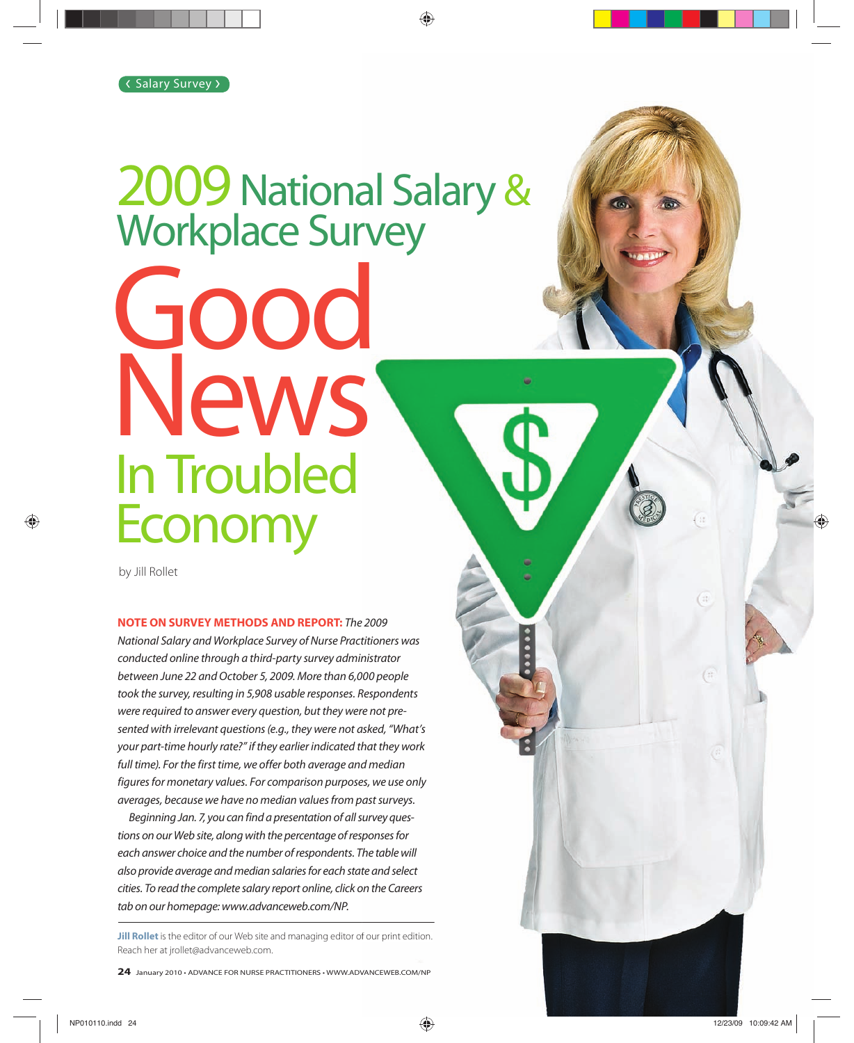‹ Salary Survey ›

# 2009 National Salary & Workplace Survey

# Good News In Troubled Economy

by Jill Rollet

**NOTE ON SURVEY METHODS AND REPORT:** *The 2009 National Salary and Workplace Survey of Nurse Practitioners was conducted online through a third-party survey administrator between June 22 and October 5, 2009. More than 6,000 people took the survey, resulting in 5,908 usable responses. Respondents were required to answer every question, but they were not presented with irrelevant questions (e.g., they were not asked, "What's your part-time hourly rate?" if they earlier indicated that they work full time). For the first time, we offer both average and median figures for monetary values. For comparison purposes, we use only averages, because we have no median values from past surveys.*

*Beginning Jan. 7, you can find a presentation of all survey questions on our Web site, along with the percentage of responses for each answer choice and the number of respondents. The table will also provide average and median salaries for each state and select cities. To read the complete salary report online, click on the Careers tab on our homepage: www.advanceweb.com/NP.*

**Jill Rollet** is the editor of our Web site and managing editor of our print edition. Reach her at jrollet@advanceweb.com.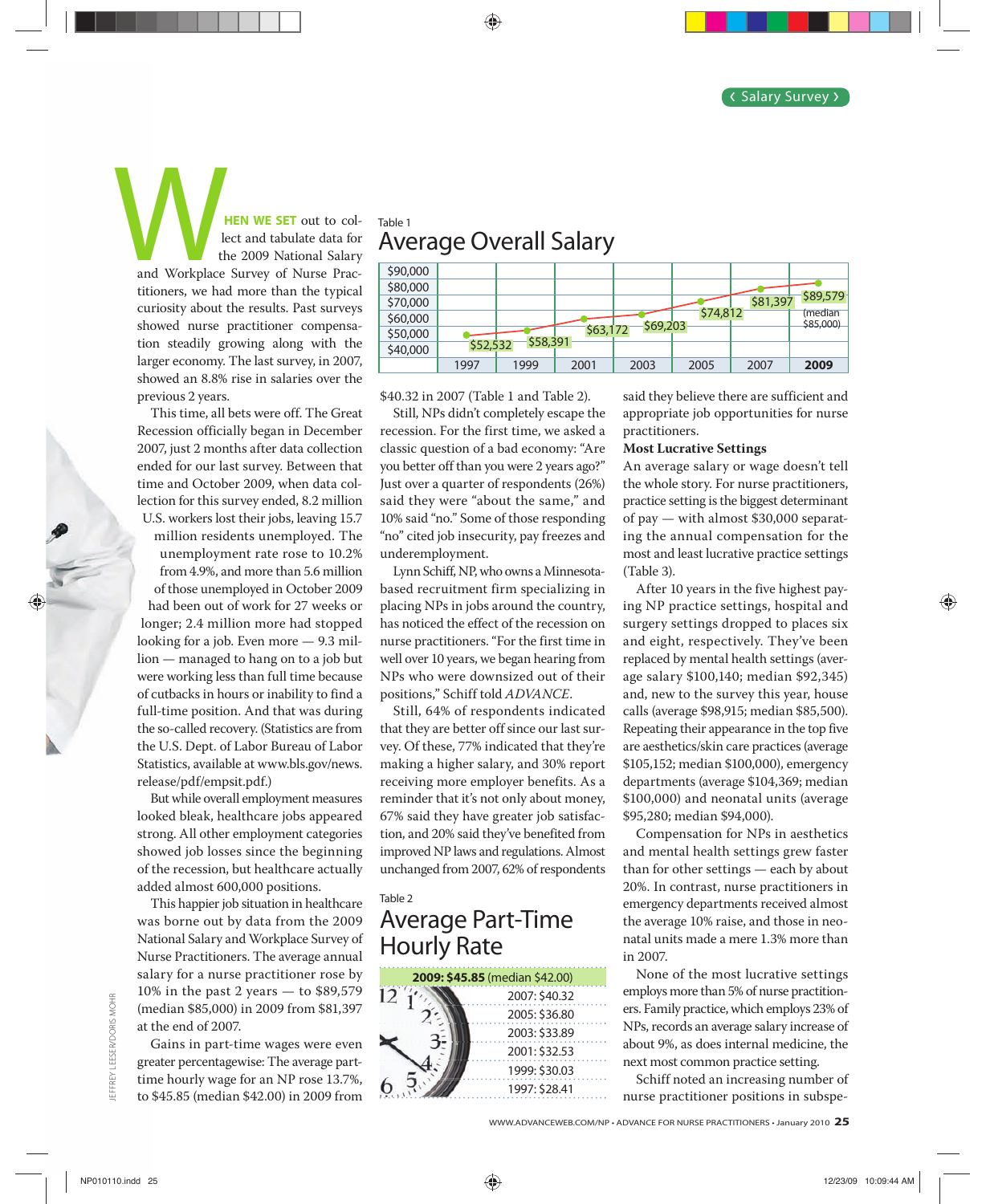WHEN WE SET out to collect and tabulate data for the 2009 National Salary and Workplace Survey of Nurse Practitioners, we had more than the typical curiosity about the results. Past surveys showed nurse practitioner compensation steadily growing along with the larger economy. The last survey, in 2007, showed an 8.8% rise in salaries over the previous 2 years.

This time, all bets were off. The Great Recession officially began in December 2007, just 2 months after data collection ended for our last survey. Between that time and October 2009, when data collection for this survey ended, 8.2 million U.S. workers lost their jobs, leaving 15.7 million residents unemployed. The unemployment rate rose to 10.2% from 4.9%, and more than 5.6 million of those unemployed in October 2009 had been out of work for 27 weeks or longer; 2.4 million more had stopped looking for a job. Even more — 9.3 million — managed to hang on to a job but were working less than full time because of cutbacks in hours or inability to find a full-time position. And that was during the so-called recovery. (Statistics are from the U.S. Dept. of Labor Bureau of Labor Statistics, available at www.bls.gov/news.release/pdf/empsit.pdf.)

But while overall employment measures looked bleak, healthcare jobs appeared strong. All other employment categories showed job losses since the beginning of the recession, but healthcare actually added almost 600,000 positions.

This happier job situation in healthcare was borne out by data from the 2009 National Salary and Workplace Survey of Nurse Practitioners. The average annual salary for a nurse practitioner rose by 10% in the past 2 years — to $89,579 (median $85,000) in 2009 from $81,397 at the end of 2007.

Gains in part-time wages were even greater percentagewise: The average part-time hourly wage for an NP rose 13.7%, to $45.85 (median $42.00) in 2009 from $40.32 in 2007 (Table 1 and Table 2).

Table 1

## Average Overall Salary

| Year | Average Salary |
|---|---|
| 1997 | $52,532 |
| 1999 | $58,391 |
| 2001 | $63,172 |
| 2003 | $69,203 |
| 2005 | $74,812 |
| 2007 | $81,397 |
| **2009** | $89,579 (median $85,000) |

Still, NPs didn't completely escape the recession. For the first time, we asked a classic question of a bad economy: "Are you better off than you were 2 years ago?" Just over a quarter of respondents (26%) said they were "about the same," and 10% said "no." Some of those responding "no" cited job insecurity, pay freezes and underemployment.

Lynn Schiff, NP, who owns a Minnesota-based recruitment firm specializing in placing NPs in jobs around the country, has noticed the effect of the recession on nurse practitioners. "For the first time in well over 10 years, we began hearing from NPs who were downsized out of their positions," Schiff told *ADVANCE*.

Still, 64% of respondents indicated that they are better off since our last survey. Of these, 77% indicated that they're making a higher salary, and 30% report receiving more employer benefits. As a reminder that it's not only about money, 67% said they have greater job satisfaction, and 20% said they've benefited from improved NP laws and regulations. Almost unchanged from 2007, 62% of respondents said they believe there are sufficient and appropriate job opportunities for nurse practitioners.

Table 2

## Average Part-Time Hourly Rate

| Year | Hourly Rate |
|---|---|
| **2009: $45.85** (median $42.00) | |
| 2007 | $40.32 |
| 2005 | $36.80 |
| 2003 | $33.89 |
| 2001 | $32.53 |
| 1999 | $30.03 |
| 1997 | $28.41 |

### Most Lucrative Settings

An average salary or wage doesn't tell the whole story. For nurse practitioners, practice setting is the biggest determinant of pay — with almost $30,000 separating the annual compensation for the most and least lucrative practice settings (Table 3).

After 10 years in the five highest paying NP practice settings, hospital and surgery settings dropped to places six and eight, respectively. They've been replaced by mental health settings (average salary $100,140; median $92,345) and, new to the survey this year, house calls (average $98,915; median $85,500). Repeating their appearance in the top five are aesthetics/skin care practices (average $105,152; median $100,000), emergency departments (average $104,369; median $100,000) and neonatal units (average $95,280; median $94,000).

Compensation for NPs in aesthetics and mental health settings grew faster than for other settings — each by about 20%. In contrast, nurse practitioners in emergency departments received almost the average 10% raise, and those in neonatal units made a mere 1.3% more than in 2007.

None of the most lucrative settings employs more than 5% of nurse practitioners. Family practice, which employs 23% of NPs, records an average salary increase of about 9%, as does internal medicine, the next most common practice setting.

Schiff noted an increasing number of nurse practitioner positions in subspe-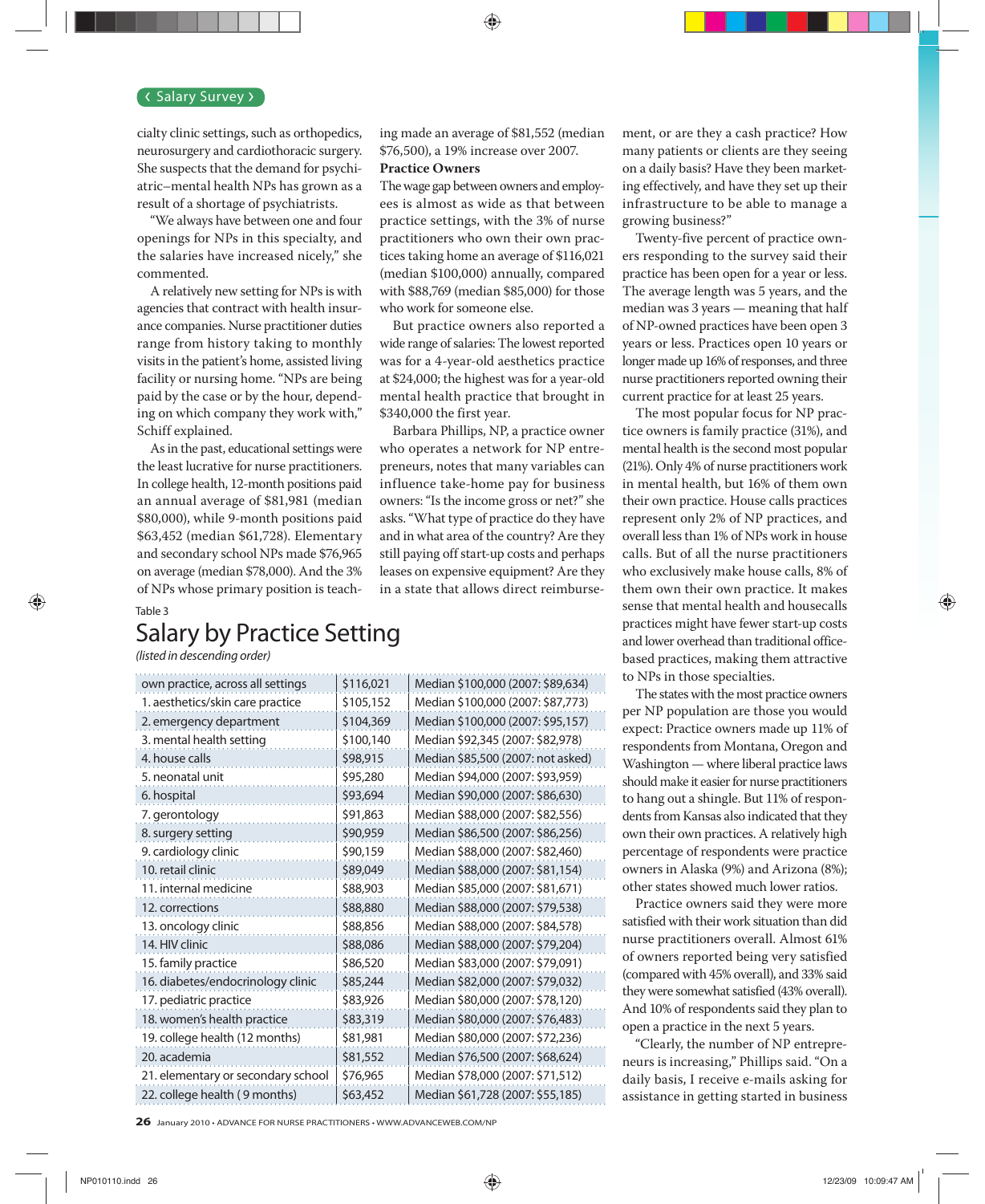cialty clinic settings, such as orthopedics, neurosurgery and cardiothoracic surgery. She suspects that the demand for psychiatric–mental health NPs has grown as a result of a shortage of psychiatrists.

"We always have between one and four openings for NPs in this specialty, and the salaries have increased nicely," she commented.

A relatively new setting for NPs is with agencies that contract with health insurance companies. Nurse practitioner duties range from history taking to monthly visits in the patient's home, assisted living facility or nursing home. "NPs are being paid by the case or by the hour, depending on which company they work with," Schiff explained.

As in the past, educational settings were the least lucrative for nurse practitioners. In college health, 12-month positions paid an annual average of $81,981 (median $80,000), while 9-month positions paid $63,452 (median $61,728). Elementary and secondary school NPs made $76,965 on average (median $78,000). And the 3% of NPs whose primary position is teaching made an average of $81,552 (median $76,500), a 19% increase over 2007.

**Practice Owners**

The wage gap between owners and employees is almost as wide as that between practice settings, with the 3% of nurse practitioners who own their own practices taking home an average of $116,021 (median $100,000) annually, compared with $88,769 (median $85,000) for those who work for someone else.

But practice owners also reported a wide range of salaries: The lowest reported was for a 4-year-old aesthetics practice at $24,000; the highest was for a year-old mental health practice that brought in $340,000 the first year.

Barbara Phillips, NP, a practice owner who operates a network for NP entrepreneurs, notes that many variables can influence take-home pay for business owners: "Is the income gross or net?" she asks. "What type of practice do they have and in what area of the country? Are they still paying off start-up costs and perhaps leases on expensive equipment? Are they in a state that allows direct reimbursement, or are they a cash practice? How many patients or clients are they seeing on a daily basis? Have they been marketing effectively, and have they set up their infrastructure to be able to manage a growing business?"

Twenty-five percent of practice owners responding to the survey said their practice has been open for a year or less. The average length was 5 years, and the median was 3 years — meaning that half of NP-owned practices have been open 3 years or less. Practices open 10 years or longer made up 16% of responses, and three nurse practitioners reported owning their current practice for at least 25 years.

The most popular focus for NP practice owners is family practice (31%), and mental health is the second most popular (21%). Only 4% of nurse practitioners work in mental health, but 16% of them own their own practice. House calls practices represent only 2% of NP practices, and overall less than 1% of NPs work in house calls. But of all the nurse practitioners who exclusively make house calls, 8% of them own their own practice. It makes sense that mental health and housecalls practices might have fewer start-up costs and lower overhead than traditional office-based practices, making them attractive to NPs in those specialties.

The states with the most practice owners per NP population are those you would expect: Practice owners made up 11% of respondents from Montana, Oregon and Washington — where liberal practice laws should make it easier for nurse practitioners to hang out a shingle. But 11% of respondents from Kansas also indicated that they own their own practices. A relatively high percentage of respondents were practice owners in Alaska (9%) and Arizona (8%); other states showed much lower ratios.

Practice owners said they were more satisfied with their work situation than did nurse practitioners overall. Almost 61% of owners reported being very satisfied (compared with 45% overall), and 33% said they were somewhat satisfied (43% overall). And 10% of respondents said they plan to open a practice in the next 5 years.

"Clearly, the number of NP entrepreneurs is increasing," Phillips said. "On a daily basis, I receive e-mails asking for assistance in getting started in business

Table 3

## Salary by Practice Setting

*(listed in descending order)*

| Setting | Average | Median |
|---|---|---|
| own practice, across all settings | $116,021 | Median $100,000 (2007: $89,634) |
| 1. aesthetics/skin care practice | $105,152 | Median $100,000 (2007: $87,773) |
| 2. emergency department | $104,369 | Median $100,000 (2007: $95,157) |
| 3. mental health setting | $100,140 | Median $92,345 (2007: $82,978) |
| 4. house calls | $98,915 | Median $85,500 (2007: not asked) |
| 5. neonatal unit | $95,280 | Median $94,000 (2007: $93,959) |
| 6. hospital | $93,694 | Median $90,000 (2007: $86,630) |
| 7. gerontology | $91,863 | Median $88,000 (2007: $82,556) |
| 8. surgery setting | $90,959 | Median $86,500 (2007: $86,256) |
| 9. cardiology clinic | $90,159 | Median $88,000 (2007: $82,460) |
| 10. retail clinic | $89,049 | Median $88,000 (2007: $81,154) |
| 11. internal medicine | $88,903 | Median $85,000 (2007: $81,671) |
| 12. corrections | $88,880 | Median $88,000 (2007: $79,538) |
| 13. oncology clinic | $88,856 | Median $88,000 (2007: $84,578) |
| 14. HIV clinic | $88,086 | Median $88,000 (2007: $79,204) |
| 15. family practice | $86,520 | Median $83,000 (2007: $79,091) |
| 16. diabetes/endocrinology clinic | $85,244 | Median $82,000 (2007: $79,032) |
| 17. pediatric practice | $83,926 | Median $80,000 (2007: $78,120) |
| 18. women's health practice | $83,319 | Median $80,000 (2007: $76,483) |
| 19. college health (12 months) | $81,981 | Median $80,000 (2007: $72,236) |
| 20. academia | $81,552 | Median $76,500 (2007: $68,624) |
| 21. elementary or secondary school | $76,965 | Median $78,000 (2007: $71,512) |
| 22. college health ( 9 months) | $63,452 | Median $61,728 (2007: $55,185) |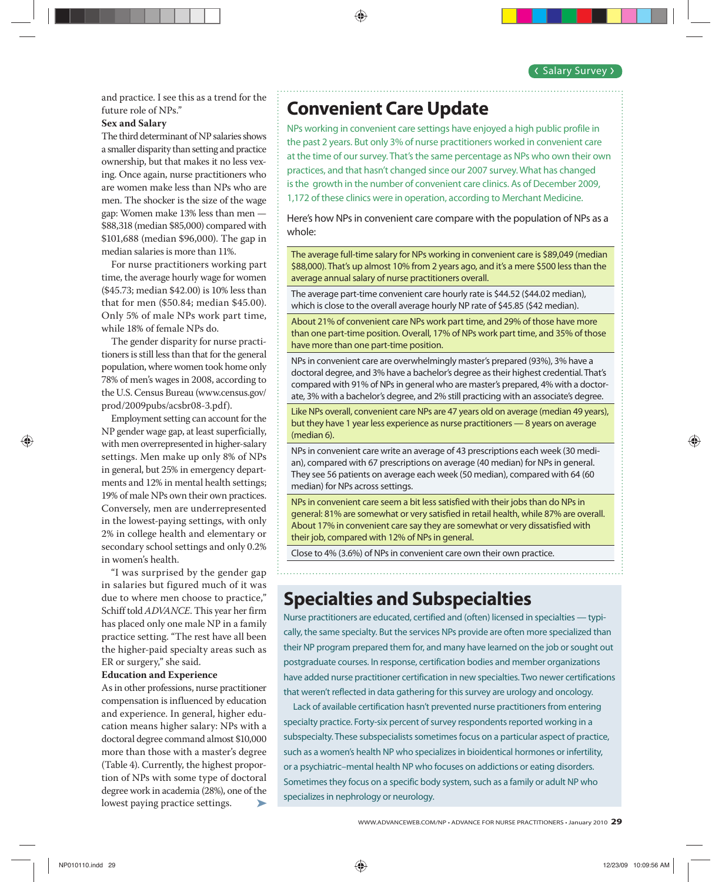and practice. I see this as a trend for the future role of NPs."

**Sex and Salary**

The third determinant of NP salaries shows a smaller disparity than setting and practice ownership, but that makes it no less vexing. Once again, nurse practitioners who are women make less than NPs who are men. The shocker is the size of the wage gap: Women make 13% less than men — $88,318 (median $85,000) compared with $101,688 (median $96,000). The gap in median salaries is more than 11%.

For nurse practitioners working part time, the average hourly wage for women ($45.73; median $42.00) is 10% less than that for men ($50.84; median $45.00). Only 5% of male NPs work part time, while 18% of female NPs do.

The gender disparity for nurse practitioners is still less than that for the general population, where women took home only 78% of men's wages in 2008, according to the U.S. Census Bureau (www.census.gov/prod/2009pubs/acsbr08-3.pdf).

Employment setting can account for the NP gender wage gap, at least superficially, with men overrepresented in higher-salary settings. Men make up only 8% of NPs in general, but 25% in emergency departments and 12% in mental health settings; 19% of male NPs own their own practices. Conversely, men are underrepresented in the lowest-paying settings, with only 2% in college health and elementary or secondary school settings and only 0.2% in women's health.

"I was surprised by the gender gap in salaries but figured much of it was due to where men choose to practice," Schiff told *ADVANCE*. This year her firm has placed only one male NP in a family practice setting. "The rest have all been the higher-paid specialty areas such as ER or surgery," she said.

**Education and Experience**

As in other professions, nurse practitioner compensation is influenced by education and experience. In general, higher education means higher salary: NPs with a doctoral degree command almost $10,000 more than those with a master's degree (Table 4). Currently, the highest proportion of NPs with some type of doctoral degree work in academia (28%), one of the lowest paying practice settings.

## Convenient Care Update

NPs working in convenient care settings have enjoyed a high public profile in the past 2 years. But only 3% of nurse practitioners worked in convenient care at the time of our survey. That's the same percentage as NPs who own their own practices, and that hasn't changed since our 2007 survey. What has changed is the growth in the number of convenient care clinics. As of December 2009, 1,172 of these clinics were in operation, according to Merchant Medicine.

Here's how NPs in convenient care compare with the population of NPs as a whole:

- The average full-time salary for NPs working in convenient care is $89,049 (median $88,000). That's up almost 10% from 2 years ago, and it's a mere $500 less than the average annual salary of nurse practitioners overall.
- The average part-time convenient care hourly rate is $44.52 ($44.02 median), which is close to the overall average hourly NP rate of $45.85 ($42 median).
- About 21% of convenient care NPs work part time, and 29% of those have more than one part-time position. Overall, 17% of NPs work part time, and 35% of those have more than one part-time position.
- NPs in convenient care are overwhelmingly master's prepared (93%), 3% have a doctoral degree, and 3% have a bachelor's degree as their highest credential. That's compared with 91% of NPs in general who are master's prepared, 4% with a doctorate, 3% with a bachelor's degree, and 2% still practicing with an associate's degree.
- Like NPs overall, convenient care NPs are 47 years old on average (median 49 years), but they have 1 year less experience as nurse practitioners — 8 years on average (median 6).
- NPs in convenient care write an average of 43 prescriptions each week (30 median), compared with 67 prescriptions on average (40 median) for NPs in general. They see 56 patients on average each week (50 median), compared with 64 (60 median) for NPs across settings.
- NPs in convenient care seem a bit less satisfied with their jobs than do NPs in general: 81% are somewhat or very satisfied in retail health, while 87% are overall. About 17% in convenient care say they are somewhat or very dissatisfied with their job, compared with 12% of NPs in general.
- Close to 4% (3.6%) of NPs in convenient care own their own practice.

## Specialties and Subspecialties

Nurse practitioners are educated, certified and (often) licensed in specialties — typically, the same specialty. But the services NPs provide are often more specialized than their NP program prepared them for, and many have learned on the job or sought out postgraduate courses. In response, certification bodies and member organizations have added nurse practitioner certification in new specialties. Two newer certifications that weren't reflected in data gathering for this survey are urology and oncology.

Lack of available certification hasn't prevented nurse practitioners from entering specialty practice. Forty-six percent of survey respondents reported working in a subspecialty. These subspecialists sometimes focus on a particular aspect of practice, such as a women's health NP who specializes in bioidentical hormones or infertility, or a psychiatric–mental health NP who focuses on addictions or eating disorders. Sometimes they focus on a specific body system, such as a family or adult NP who specializes in nephrology or neurology.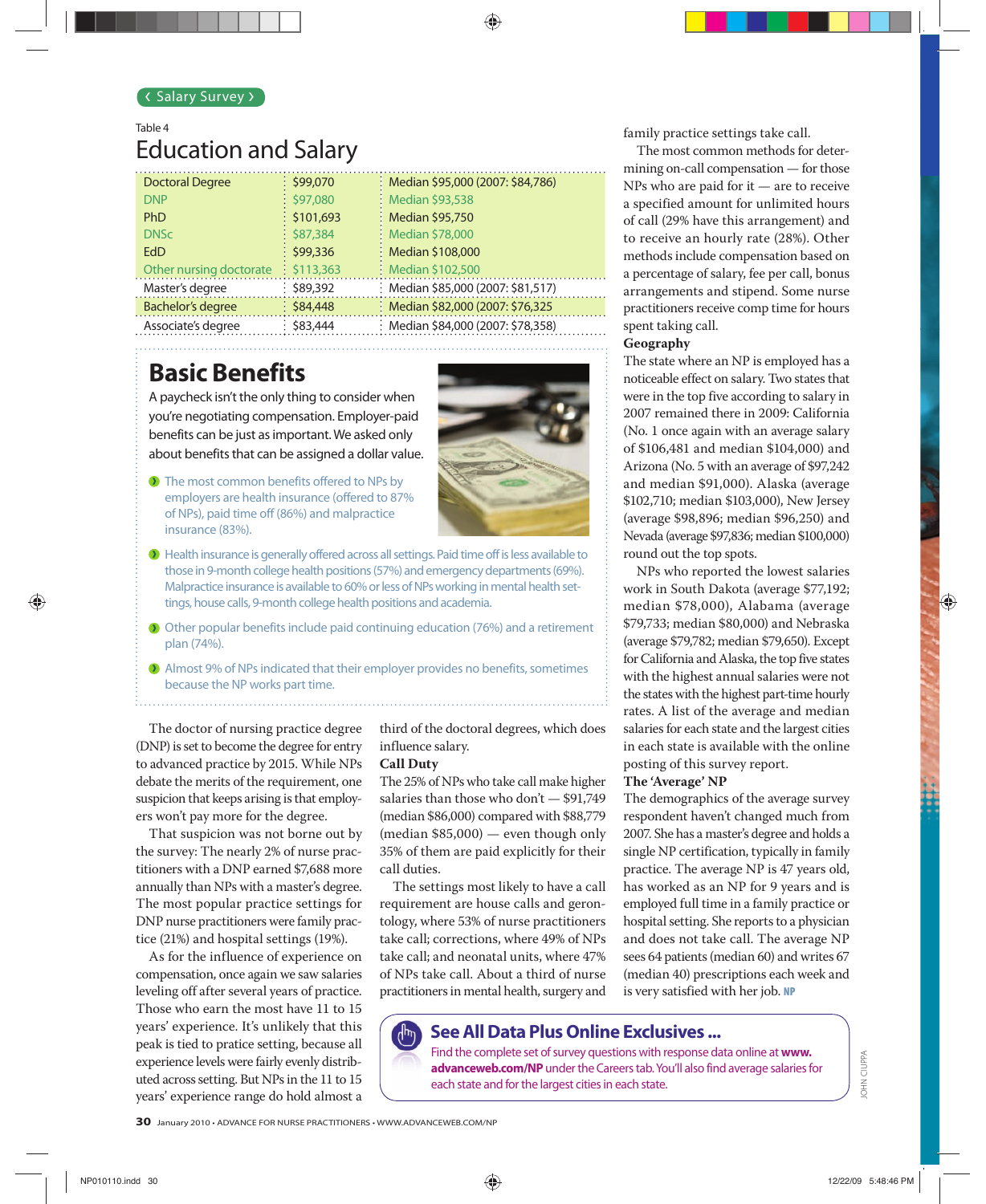Table 4

## Education and Salary

| | | |
|---|---|---|
| Doctoral Degree | $99,070 | Median $95,000 (2007: $84,786) |
| DNP | $97,080 | Median $93,538 |
| PhD | $101,693 | Median $95,750 |
| DNSc | $87,384 | Median $78,000 |
| EdD | $99,336 | Median $108,000 |
| Other nursing doctorate | $113,363 | Median $102,500 |
| Master's degree | $89,392 | Median $85,000 (2007: $81,517) |
| Bachelor's degree | $84,448 | Median $82,000 (2007: $76,325 |
| Associate's degree | $83,444 | Median $84,000 (2007: $78,358) |

## Basic Benefits

A paycheck isn't the only thing to consider when you're negotiating compensation. Employer-paid benefits can be just as important. We asked only about benefits that can be assigned a dollar value.

- The most common benefits offered to NPs by employers are health insurance (offered to 87% of NPs), paid time off (86%) and malpractice insurance (83%).
- Health insurance is generally offered across all settings. Paid time off is less available to those in 9-month college health positions (57%) and emergency departments (69%). Malpractice insurance is available to 60% or less of NPs working in mental health settings, house calls, 9-month college health positions and academia.
- Other popular benefits include paid continuing education (76%) and a retirement plan (74%).
- Almost 9% of NPs indicated that their employer provides no benefits, sometimes because the NP works part time.

The doctor of nursing practice degree (DNP) is set to become the degree for entry to advanced practice by 2015. While NPs debate the merits of the requirement, one suspicion that keeps arising is that employers won't pay more for the degree.

That suspicion was not borne out by the survey: The nearly 2% of nurse practitioners with a DNP earned $7,688 more annually than NPs with a master's degree. The most popular practice settings for DNP nurse practitioners were family practice (21%) and hospital settings (19%).

As for the influence of experience on compensation, once again we saw salaries leveling off after several years of practice. Those who earn the most have 11 to 15 years' experience. It's unlikely that this peak is tied to pratice setting, because all experience levels were fairly evenly distributed across setting. But NPs in the 11 to 15 years' experience range do hold almost a third of the doctoral degrees, which does influence salary.

### Call Duty

The 25% of NPs who take call make higher salaries than those who don't — $91,749 (median $86,000) compared with $88,779 (median $85,000) — even though only 35% of them are paid explicitly for their call duties.

The settings most likely to have a call requirement are house calls and gerontology, where 53% of nurse practitioners take call; corrections, where 49% of NPs take call; and neonatal units, where 47% of NPs take call. About a third of nurse practitioners in mental health, surgery and family practice settings take call.

The most common methods for determining on-call compensation — for those NPs who are paid for it — are to receive a specified amount for unlimited hours of call (29% have this arrangement) and to receive an hourly rate (28%). Other methods include compensation based on a percentage of salary, fee per call, bonus arrangements and stipend. Some nurse practitioners receive comp time for hours spent taking call.

### Geography

The state where an NP is employed has a noticeable effect on salary. Two states that were in the top five according to salary in 2007 remained there in 2009: California (No. 1 once again with an average salary of $106,481 and median $104,000) and Arizona (No. 5 with an average of $97,242 and median $91,000). Alaska (average $102,710; median $103,000), New Jersey (average $98,896; median $96,250) and Nevada (average $97,836; median $100,000) round out the top spots.

NPs who reported the lowest salaries work in South Dakota (average $77,192; median $78,000), Alabama (average $79,733; median $80,000) and Nebraska (average $79,782; median $79,650). Except for California and Alaska, the top five states with the highest annual salaries were not the states with the highest part-time hourly rates. A list of the average and median salaries for each state and the largest cities in each state is available with the online posting of this survey report.

### The 'Average' NP

The demographics of the average survey respondent haven't changed much from 2007. She has a master's degree and holds a single NP certification, typically in family practice. The average NP is 47 years old, has worked as an NP for 9 years and is employed full time in a family practice or hospital setting. She reports to a physician and does not take call. The average NP sees 64 patients (median 60) and writes 67 (median 40) prescriptions each week and is very satisfied with her job. NP

## See All Data Plus Online Exclusives ...

Find the complete set of survey questions with response data online at **www.advanceweb.com/NP** under the Careers tab. You'll also find average salaries for each state and for the largest cities in each state.